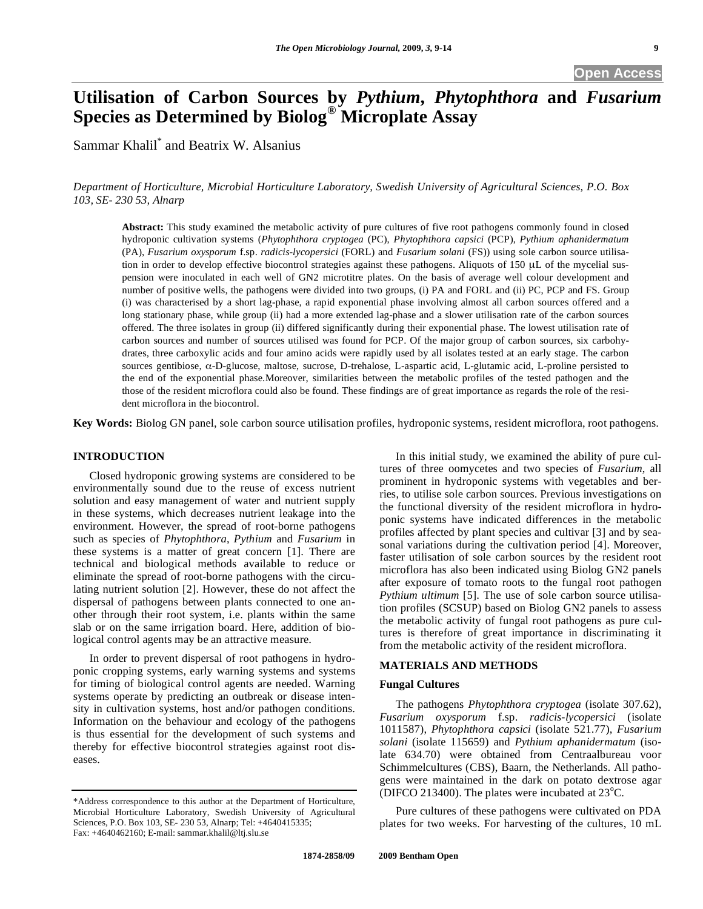# Utilisation of Carbon Sources by *Pythium*, *Phytophthora* and *Fusarium* Species as Determined by Biolog® Microplate Assay

Sammar Khalil* and Beatrix W. Alsanius

*Department of Horticulture, Microbial Horticulture Laboratory, Swedish University of Agricultural Sciences, P.O. Box 103, SE- 230 53, Alnarp*

**Abstract:** This study examined the metabolic activity of pure cultures of five root pathogens commonly found in closed hydroponic cultivation systems (*Phytophthora cryptogea* (PC), *Phytophthora capsici* (PCP), *Pythium aphanidermatum* (PA), *Fusarium oxysporum* f.sp. *radicis-lycopersici* (FORL) and *Fusarium solani* (FS)) using sole carbon source utilisation in order to develop effective biocontrol strategies against these pathogens. Aliquots of 150 μL of the mycelial suspension were inoculated in each well of GN2 microtitre plates. On the basis of average well colour development and number of positive wells, the pathogens were divided into two groups, (i) PA and FORL and (ii) PC, PCP and FS. Group (i) was characterised by a short lag-phase, a rapid exponential phase involving almost all carbon sources offered and a long stationary phase, while group (ii) had a more extended lag-phase and a slower utilisation rate of the carbon sources offered. The three isolates in group (ii) differed significantly during their exponential phase. The lowest utilisation rate of carbon sources and number of sources utilised was found for PCP. Of the major group of carbon sources, six carbohydrates, three carboxylic acids and four amino acids were rapidly used by all isolates tested at an early stage. The carbon sources gentibiose, α-D-glucose, maltose, sucrose, D-trehalose, L-aspartic acid, L-glutamic acid, L-proline persisted to the end of the exponential phase.Moreover, similarities between the metabolic profiles of the tested pathogen and the those of the resident microflora could also be found. These findings are of great importance as regards the role of the resident microflora in the biocontrol.

**Key Words:** Biolog GN panel, sole carbon source utilisation profiles, hydroponic systems, resident microflora, root pathogens.

## INTRODUCTION

Closed hydroponic growing systems are considered to be environmentally sound due to the reuse of excess nutrient solution and easy management of water and nutrient supply in these systems, which decreases nutrient leakage into the environment. However, the spread of root-borne pathogens such as species of *Phytophthora*, *Pythium* and *Fusarium* in these systems is a matter of great concern [1]. There are technical and biological methods available to reduce or eliminate the spread of root-borne pathogens with the circulating nutrient solution [2]. However, these do not affect the dispersal of pathogens between plants connected to one another through their root system, i.e. plants within the same slab or on the same irrigation board. Here, addition of biological control agents may be an attractive measure.

In order to prevent dispersal of root pathogens in hydroponic cropping systems, early warning systems and systems for timing of biological control agents are needed. Warning systems operate by predicting an outbreak or disease intensity in cultivation systems, host and/or pathogen conditions. Information on the behaviour and ecology of the pathogens is thus essential for the development of such systems and thereby for effective biocontrol strategies against root diseases.

In this initial study, we examined the ability of pure cultures of three oomycetes and two species of *Fusarium*, all prominent in hydroponic systems with vegetables and berries, to utilise sole carbon sources. Previous investigations on the functional diversity of the resident microflora in hydroponic systems have indicated differences in the metabolic profiles affected by plant species and cultivar [3] and by seasonal variations during the cultivation period [4]. Moreover, faster utilisation of sole carbon sources by the resident root microflora has also been indicated using Biolog GN2 panels after exposure of tomato roots to the fungal root pathogen *Pythium ultimum* [5]. The use of sole carbon source utilisation profiles (SCSUP) based on Biolog GN2 panels to assess the metabolic activity of fungal root pathogens as pure cultures is therefore of great importance in discriminating it from the metabolic activity of the resident microflora.

## MATERIALS AND METHODS

### Fungal Cultures

The pathogens *Phytophthora cryptogea* (isolate 307.62), *Fusarium oxysporum* f.sp. *radicis-lycopersici* (isolate 1011587), *Phytophthora capsici* (isolate 521.77), *Fusarium solani* (isolate 115659) and *Pythium aphanidermatum* (isolate 634.70) were obtained from Centraalbureau voor Schimmelcultures (CBS), Baarn, the Netherlands. All pathogens were maintained in the dark on potato dextrose agar (DIFCO 213400). The plates were incubated at 23°C.

Pure cultures of these pathogens were cultivated on PDA plates for two weeks. For harvesting of the cultures, 10 mL

*Address correspondence to this author at the Department of Horticulture, Microbial Horticulture Laboratory, Swedish University of Agricultural Sciences, P.O. Box 103, SE- 230 53, Alnarp; Tel: +4640415335; Fax: +4640462160; E-mail: sammar.khalil@ltj.slu.se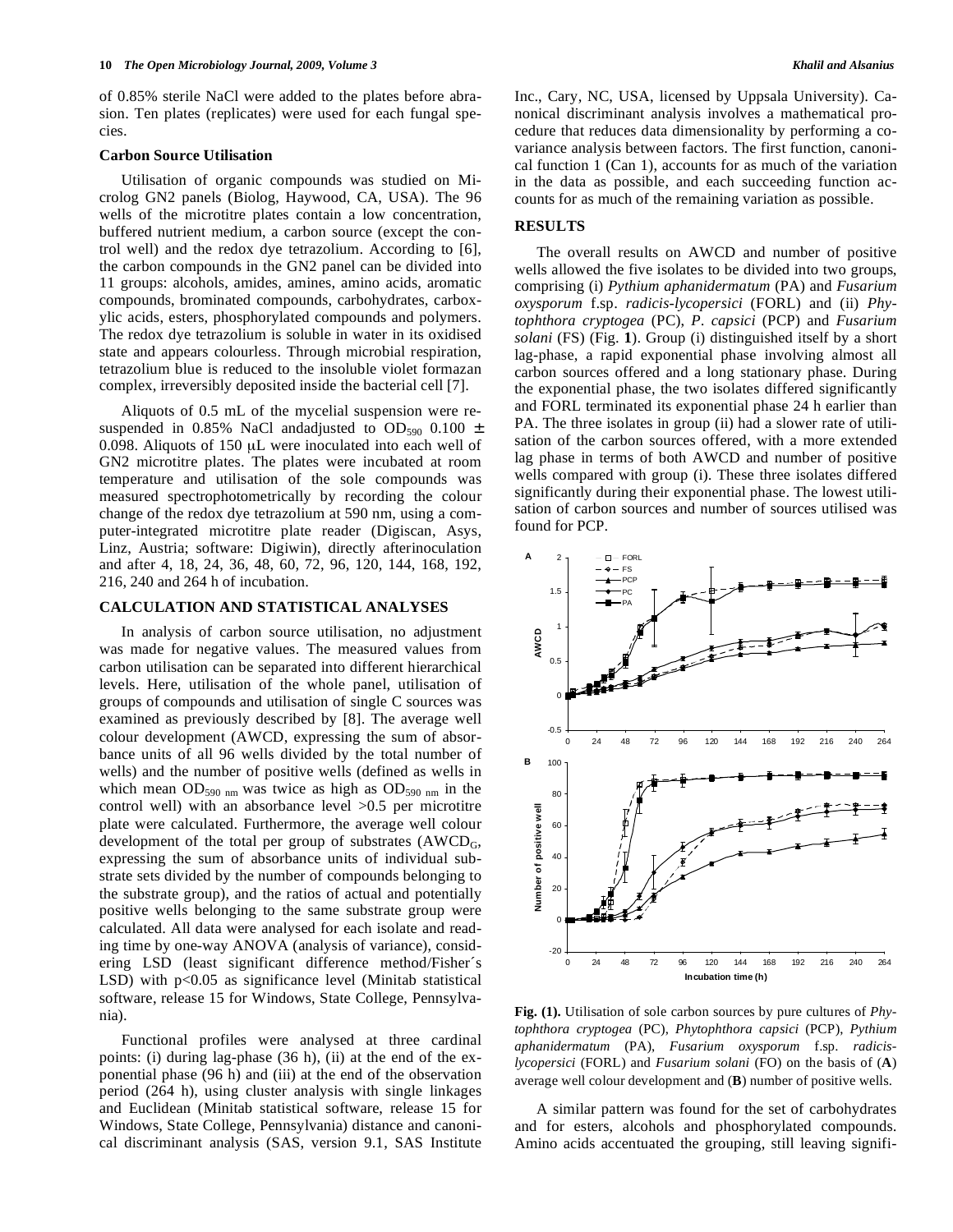of 0.85% sterile NaCl were added to the plates before abrasion. Ten plates (replicates) were used for each fungal species.

### Carbon Source Utilisation

Utilisation of organic compounds was studied on Microlog GN2 panels (Biolog, Haywood, CA, USA). The 96 wells of the microtitre plates contain a low concentration, buffered nutrient medium, a carbon source (except the control well) and the redox dye tetrazolium. According to [6], the carbon compounds in the GN2 panel can be divided into 11 groups: alcohols, amides, amines, amino acids, aromatic compounds, brominated compounds, carbohydrates, carboxylic acids, esters, phosphorylated compounds and polymers. The redox dye tetrazolium is soluble in water in its oxidised state and appears colourless. Through microbial respiration, tetrazolium blue is reduced to the insoluble violet formazan complex, irreversibly deposited inside the bacterial cell [7].

Aliquots of 0.5 mL of the mycelial suspension were resuspended in 0.85% NaCl andadjusted to $OD_{590}$ 0.100 $\pm$ 0.098. Aliquots of 150 μL were inoculated into each well of GN2 microtitre plates. The plates were incubated at room temperature and utilisation of the sole compounds was measured spectrophotometrically by recording the colour change of the redox dye tetrazolium at 590 nm, using a computer-integrated microtitre plate reader (Digiscan, Asys, Linz, Austria; software: Digiwin), directly afterinoculation and after 4, 18, 24, 36, 48, 60, 72, 96, 120, 144, 168, 192, 216, 240 and 264 h of incubation.

### CALCULATION AND STATISTICAL ANALYSES

In analysis of carbon source utilisation, no adjustment was made for negative values. The measured values from carbon utilisation can be separated into different hierarchical levels. Here, utilisation of the whole panel, utilisation of groups of compounds and utilisation of single C sources was examined as previously described by [8]. The average well colour development (AWCD, expressing the sum of absorbance units of all 96 wells divided by the total number of wells) and the number of positive wells (defined as wells in which mean $OD_{590\ nm}$ was twice as high as $OD_{590\ nm}$ in the control well) with an absorbance level >0.5 per microtitre plate were calculated. Furthermore, the average well colour development of the total per group of substrates ($AWCD_G$, expressing the sum of absorbance units of individual substrate sets divided by the number of compounds belonging to the substrate group), and the ratios of actual and potentially positive wells belonging to the same substrate group were calculated. All data were analysed for each isolate and reading time by one-way ANOVA (analysis of variance), considering LSD (least significant difference method/Fisher´s LSD) with $p<0.05$ as significance level (Minitab statistical software, release 15 for Windows, State College, Pennsylvania).

Functional profiles were analysed at three cardinal points: (i) during lag-phase (36 h), (ii) at the end of the exponential phase (96 h) and (iii) at the end of the observation period (264 h), using cluster analysis with single linkages and Euclidean (Minitab statistical software, release 15 for Windows, State College, Pennsylvania) distance and canonical discriminant analysis (SAS, version 9.1, SAS Institute Inc., Cary, NC, USA, licensed by Uppsala University). Canonical discriminant analysis involves a mathematical procedure that reduces data dimensionality by performing a covariance analysis between factors. The first function, canonical function 1 (Can 1), accounts for as much of the variation in the data as possible, and each succeeding function accounts for as much of the remaining variation as possible.

## RESULTS

The overall results on AWCD and number of positive wells allowed the five isolates to be divided into two groups, comprising (i) *Pythium aphanidermatum* (PA) and *Fusarium oxysporum* f.sp. *radicis-lycopersici* (FORL) and (ii) *Phytophthora cryptogea* (PC), *P. capsici* (PCP) and *Fusarium solani* (FS) (Fig. **1**). Group (i) distinguished itself by a short lag-phase, a rapid exponential phase involving almost all carbon sources offered and a long stationary phase. During the exponential phase, the two isolates differed significantly and FORL terminated its exponential phase 24 h earlier than PA. The three isolates in group (ii) had a slower rate of utilisation of the carbon sources offered, with a more extended lag phase in terms of both AWCD and number of positive wells compared with group (i). These three isolates differed significantly during their exponential phase. The lowest utilisation of carbon sources and number of sources utilised was found for PCP.

**Fig. (1).** Utilisation of sole carbon sources by pure cultures of *Phytophthora cryptogea* (PC), *Phytophthora capsici* (PCP), *Pythium aphanidermatum* (PA), *Fusarium oxysporum* f.sp. *radicis-lycopersici* (FORL) and *Fusarium solani* (FO) on the basis of (**A**) average well colour development and (**B**) number of positive wells.

A similar pattern was found for the set of carbohydrates and for esters, alcohols and phosphorylated compounds. Amino acids accentuated the grouping, still leaving signifi-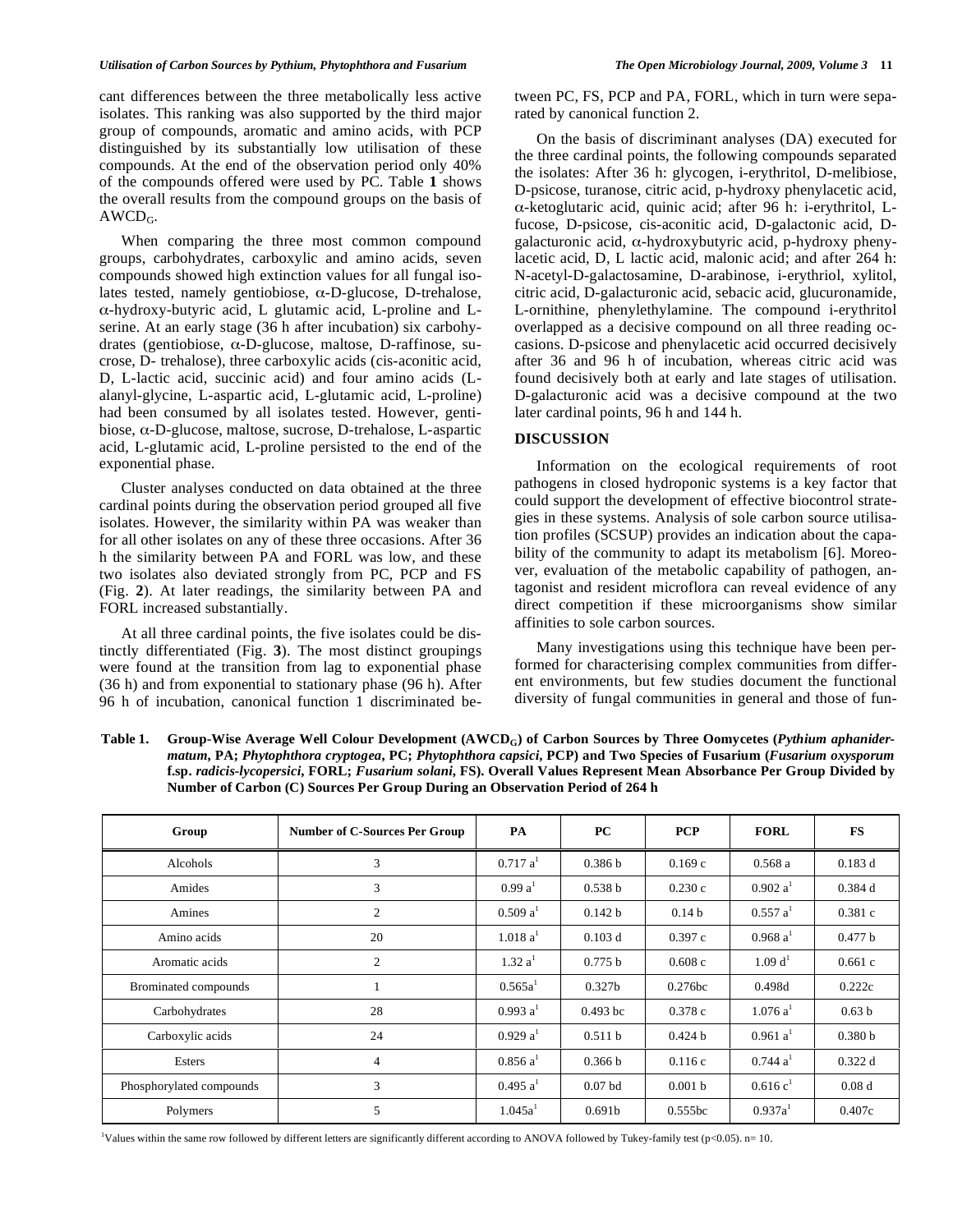cant differences between the three metabolically less active isolates. This ranking was also supported by the third major group of compounds, aromatic and amino acids, with PCP distinguished by its substantially low utilisation of these compounds. At the end of the observation period only 40% of the compounds offered were used by PC. Table **1** shows the overall results from the compound groups on the basis of $AWCD_G$.

When comparing the three most common compound groups, carbohydrates, carboxylic and amino acids, seven compounds showed high extinction values for all fungal isolates tested, namely gentiobiose, α-D-glucose, D-trehalose, α-hydroxy-butyric acid, L glutamic acid, L-proline and L-serine. At an early stage (36 h after incubation) six carbohydrates (gentiobiose, α-D-glucose, maltose, D-raffinose, sucrose, D- trehalose), three carboxylic acids (cis-aconitic acid, D, L-lactic acid, succinic acid) and four amino acids (L-alanyl-glycine, L-aspartic acid, L-glutamic acid, L-proline) had been consumed by all isolates tested. However, gentibiose, α-D-glucose, maltose, sucrose, D-trehalose, L-aspartic acid, L-glutamic acid, L-proline persisted to the end of the exponential phase.

Cluster analyses conducted on data obtained at the three cardinal points during the observation period grouped all five isolates. However, the similarity within PA was weaker than for all other isolates on any of these three occasions. After 36 h the similarity between PA and FORL was low, and these two isolates also deviated strongly from PC, PCP and FS (Fig. **2**). At later readings, the similarity between PA and FORL increased substantially.

At all three cardinal points, the five isolates could be distinctly differentiated (Fig. **3**). The most distinct groupings were found at the transition from lag to exponential phase (36 h) and from exponential to stationary phase (96 h). After 96 h of incubation, canonical function 1 discriminated between PC, FS, PCP and PA, FORL, which in turn were separated by canonical function 2.

On the basis of discriminant analyses (DA) executed for the three cardinal points, the following compounds separated the isolates: After 36 h: glycogen, i-erythritol, D-melibiose, D-psicose, turanose, citric acid, p-hydroxy phenylacetic acid, α-ketoglutaric acid, quinic acid; after 96 h: i-erythritol, L-fucose, D-psicose, cis-aconitic acid, D-galactonic acid, D-galacturonic acid, α-hydroxybutyric acid, p-hydroxy phenylacetic acid, D, L lactic acid, malonic acid; and after 264 h: N-acetyl-D-galactosamine, D-arabinose, i-erythriol, xylitol, citric acid, D-galacturonic acid, sebacic acid, glucuronamide, L-ornithine, phenylethylamine. The compound i-erythritol overlapped as a decisive compound on all three reading occasions. D-psicose and phenylacetic acid occurred decisively after 36 and 96 h of incubation, whereas citric acid was found decisively both at early and late stages of utilisation. D-galacturonic acid was a decisive compound at the two later cardinal points, 96 h and 144 h.

## DISCUSSION

Information on the ecological requirements of root pathogens in closed hydroponic systems is a key factor that could support the development of effective biocontrol strategies in these systems. Analysis of sole carbon source utilisation profiles (SCSUP) provides an indication about the capability of the community to adapt its metabolism [6]. Moreover, evaluation of the metabolic capability of pathogen, antagonist and resident microflora can reveal evidence of any direct competition if these microorganisms show similar affinities to sole carbon sources.

Many investigations using this technique have been performed for characterising complex communities from different environments, but few studies document the functional diversity of fungal communities in general and those of fun-

**Table 1. Group-Wise Average Well Colour Development ($AWCD_G$) of Carbon Sources by Three Oomycetes (*Pythium aphanidermatum*, PA; *Phytophthora cryptogea*, PC; *Phytophthora capsici*, PCP) and Two Species of Fusarium (*Fusarium oxysporum* f.sp. *radicis-lycopersici*, FORL; *Fusarium solani*, FS). Overall Values Represent Mean Absorbance Per Group Divided by Number of Carbon (C) Sources Per Group During an Observation Period of 264 h**

| Group | Number of C-Sources Per Group | PA | PC | PCP | FORL | FS |
|---|---|---|---|---|---|---|
| Alcohols | 3 | 0.717 a[1] | 0.386 b | 0.169 c | 0.568 a | 0.183 d |
| Amides | 3 | 0.99 a[1] | 0.538 b | 0.230 c | 0.902 a[1] | 0.384 d |
| Amines | 2 | 0.509 a[1] | 0.142 b | 0.14 b | 0.557 a[1] | 0.381 c |
| Amino acids | 20 | 1.018 a[1] | 0.103 d | 0.397 c | 0.968 a[1] | 0.477 b |
| Aromatic acids | 2 | 1.32 a[1] | 0.775 b | 0.608 c | 1.09 d[1] | 0.661 c |
| Brominated compounds | 1 | 0.565a[1] | 0.327b | 0.276bc | 0.498d | 0.222c |
| Carbohydrates | 28 | 0.993 a[1] | 0.493 bc | 0.378 c | 1.076 a[1] | 0.63 b |
| Carboxylic acids | 24 | 0.929 a[1] | 0.511 b | 0.424 b | 0.961 a[1] | 0.380 b |
| Esters | 4 | 0.856 a[1] | 0.366 b | 0.116 c | 0.744 a[1] | 0.322 d |
| Phosphorylated compounds | 3 | 0.495 a[1] | 0.07 bd | 0.001 b | 0.616 c[1] | 0.08 d |
| Polymers | 5 | 1.045a[1] | 0.691b | 0.555bc | 0.937a[1] | 0.407c |

[1]Values within the same row followed by different letters are significantly different according to ANOVA followed by Tukey-family test ($p<0.05$). n= 10.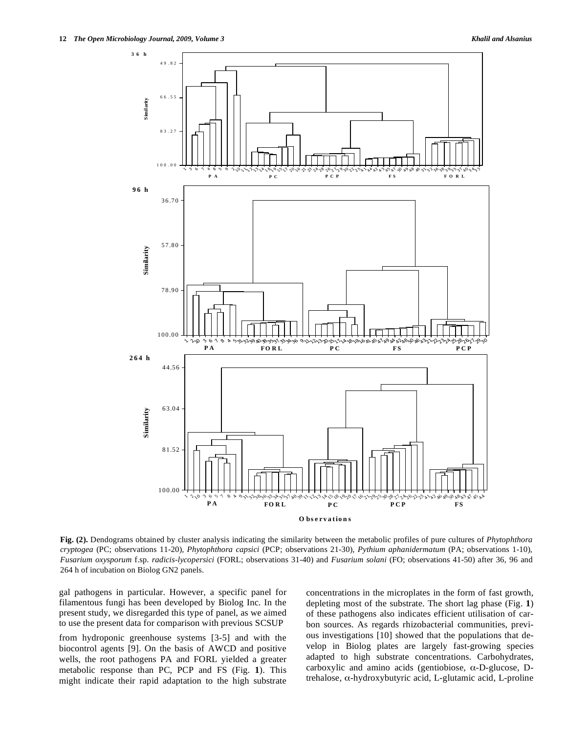**Fig. (2).** Dendograms obtained by cluster analysis indicating the similarity between the metabolic profiles of pure cultures of *Phytophthora cryptogea* (PC; observations 11-20), *Phytophthora capsici* (PCP; observations 21-30), *Pythium aphanidermatum* (PA; observations 1-10), *Fusarium oxysporum* f.sp. *radicis-lycopersici* (FORL; observations 31-40) and *Fusarium solani* (FO; observations 41-50) after 36, 96 and 264 h of incubation on Biolog GN2 panels.

gal pathogens in particular. However, a specific panel for filamentous fungi has been developed by Biolog Inc. In the present study, we disregarded this type of panel, as we aimed to use the present data for comparison with previous SCSUP from hydroponic greenhouse systems [3-5] and with the biocontrol agents [9]. On the basis of AWCD and positive wells, the root pathogens PA and FORL yielded a greater metabolic response than PC, PCP and FS (Fig. **1**). This might indicate their rapid adaptation to the high substrate concentrations in the microplates in the form of fast growth, depleting most of the substrate. The short lag phase (Fig. **1**) of these pathogens also indicates efficient utilisation of carbon sources. As regards rhizobacterial communities, previous investigations [10] showed that the populations that develop in Biolog plates are largely fast-growing species adapted to high substrate concentrations. Carbohydrates, carboxylic and amino acids (gentiobiose, α-D-glucose, D-trehalose, α-hydroxybutyric acid, L-glutamic acid, L-proline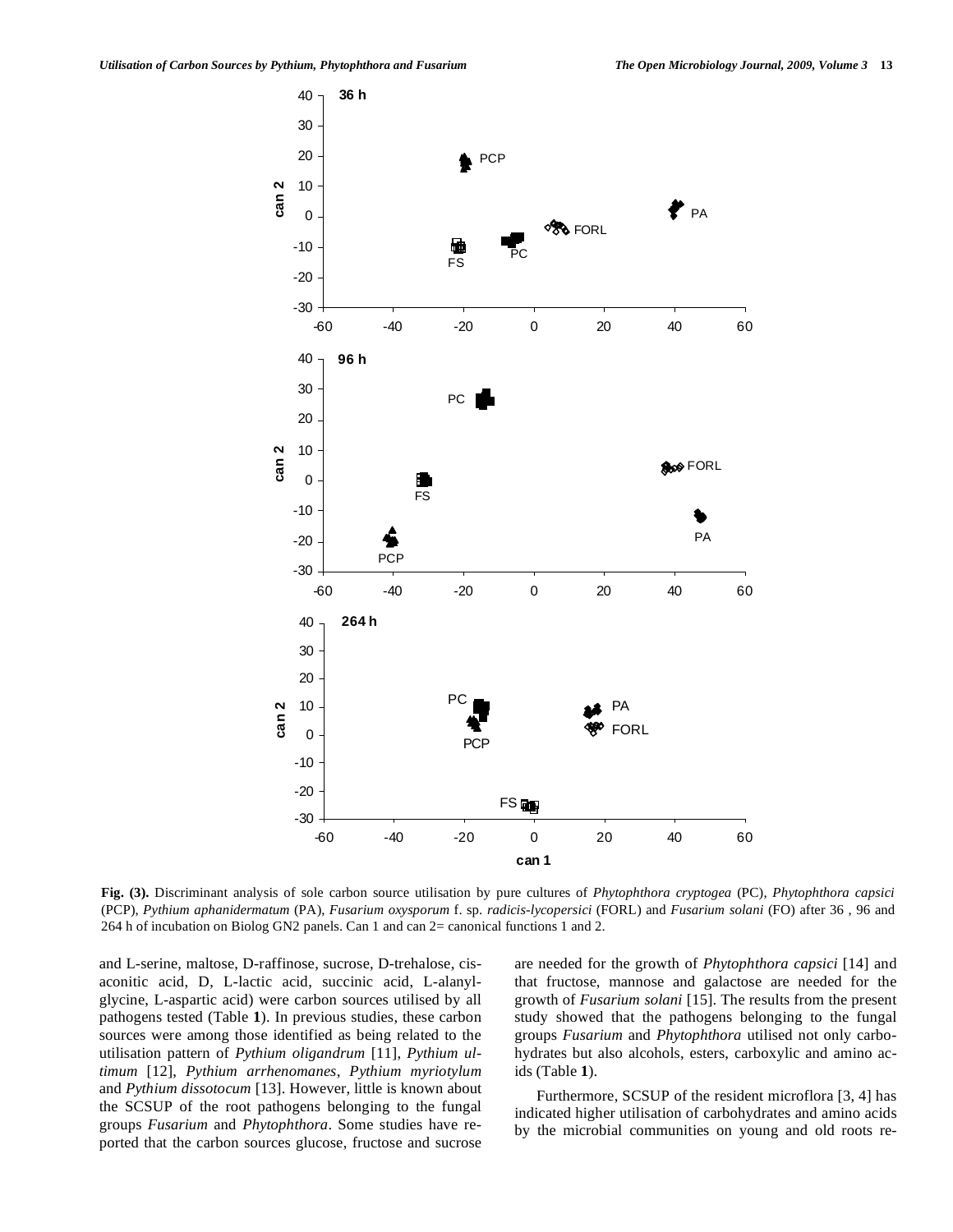**Fig. (3).** Discriminant analysis of sole carbon source utilisation by pure cultures of *Phytophthora cryptogea* (PC), *Phytophthora capsici* (PCP), *Pythium aphanidermatum* (PA), *Fusarium oxysporum* f. sp. *radicis-lycopersici* (FORL) and *Fusarium solani* (FO) after 36 , 96 and 264 h of incubation on Biolog GN2 panels. Can 1 and can 2= canonical functions 1 and 2.

and L-serine, maltose, D-raffinose, sucrose, D-trehalose, cis-aconitic acid, D, L-lactic acid, succinic acid, L-alanyl-glycine, L-aspartic acid) were carbon sources utilised by all pathogens tested (Table **1**). In previous studies, these carbon sources were among those identified as being related to the utilisation pattern of *Pythium oligandrum* [11], *Pythium ultimum* [12], *Pythium arrhenomanes*, *Pythium myriotylum* and *Pythium dissotocum* [13]. However, little is known about the SCSUP of the root pathogens belonging to the fungal groups *Fusarium* and *Phytophthora*. Some studies have reported that the carbon sources glucose, fructose and sucrose are needed for the growth of *Phytophthora capsici* [14] and that fructose, mannose and galactose are needed for the growth of *Fusarium solani* [15]. The results from the present study showed that the pathogens belonging to the fungal groups *Fusarium* and *Phytophthora* utilised not only carbohydrates but also alcohols, esters, carboxylic and amino acids (Table **1**).

Furthermore, SCSUP of the resident microflora [3, 4] has indicated higher utilisation of carbohydrates and amino acids by the microbial communities on young and old roots re-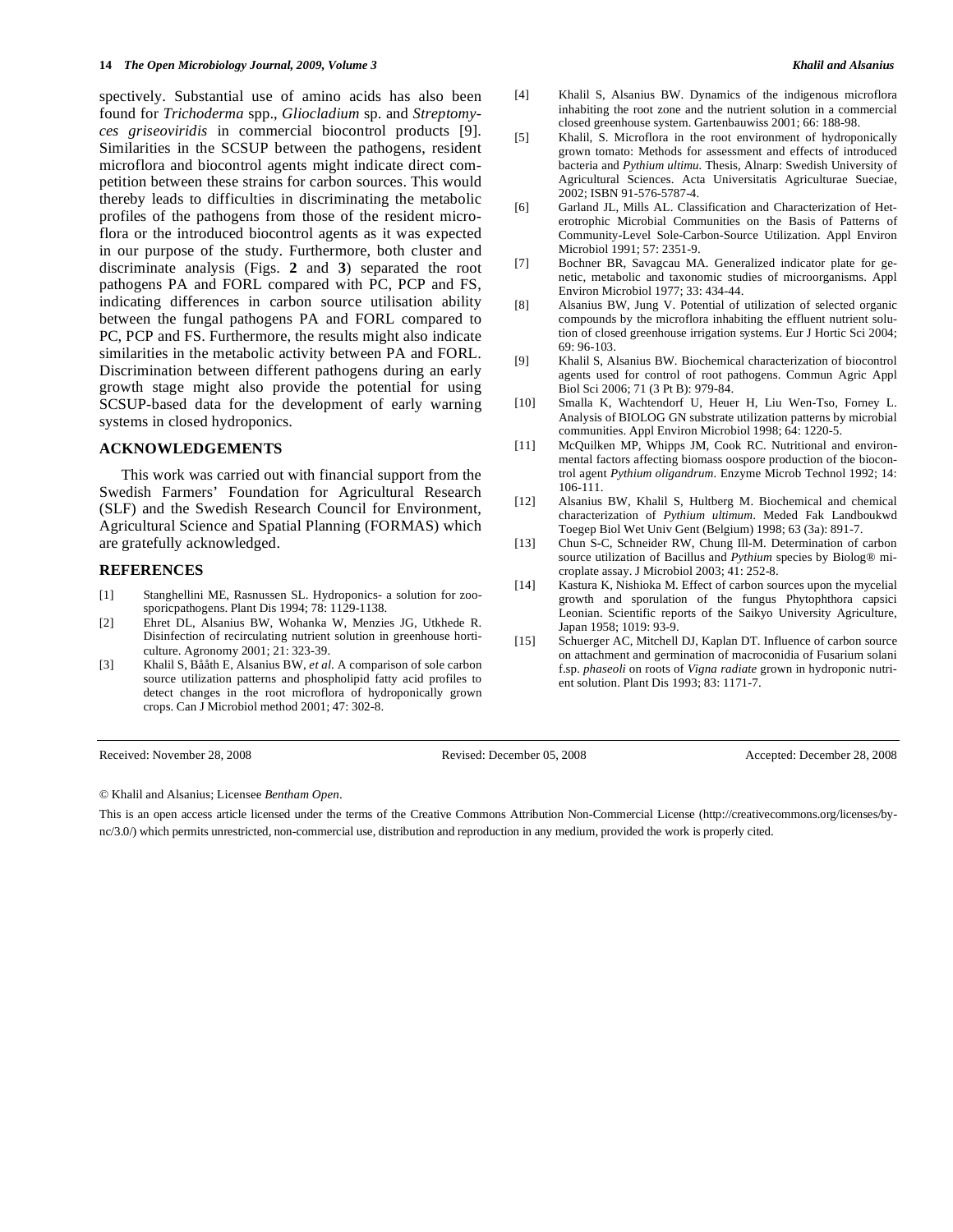spectively. Substantial use of amino acids has also been found for *Trichoderma* spp., *Gliocladium* sp. and *Streptomyces griseoviridis* in commercial biocontrol products [9]. Similarities in the SCSUP between the pathogens, resident microflora and biocontrol agents might indicate direct competition between these strains for carbon sources. This would thereby leads to difficulties in discriminating the metabolic profiles of the pathogens from those of the resident microflora or the introduced biocontrol agents as it was expected in our purpose of the study. Furthermore, both cluster and discriminate analysis (Figs. **2** and **3**) separated the root pathogens PA and FORL compared with PC, PCP and FS, indicating differences in carbon source utilisation ability between the fungal pathogens PA and FORL compared to PC, PCP and FS. Furthermore, the results might also indicate similarities in the metabolic activity between PA and FORL. Discrimination between different pathogens during an early growth stage might also provide the potential for using SCSUP-based data for the development of early warning systems in closed hydroponics.

## ACKNOWLEDGEMENTS

This work was carried out with financial support from the Swedish Farmers' Foundation for Agricultural Research (SLF) and the Swedish Research Council for Environment, Agricultural Science and Spatial Planning (FORMAS) which are gratefully acknowledged.

## REFERENCES

[1] Stanghellini ME, Rasnussen SL. Hydroponics- a solution for zoosporicpathogens. Plant Dis 1994; 78: 1129-1138.

[2] Ehret DL, Alsanius BW, Wohanka W, Menzies JG, Utkhede R. Disinfection of recirculating nutrient solution in greenhouse horticulture. Agronomy 2001; 21: 323-39.

[3] Khalil S, Bååth E, Alsanius BW, *et al.* A comparison of sole carbon source utilization patterns and phospholipid fatty acid profiles to detect changes in the root microflora of hydroponically grown crops. Can J Microbiol method 2001; 47: 302-8.

[4] Khalil S, Alsanius BW. Dynamics of the indigenous microflora inhabiting the root zone and the nutrient solution in a commercial closed greenhouse system. Gartenbauwiss 2001; 66: 188-98.

[5] Khalil, S. Microflora in the root environment of hydroponically grown tomato: Methods for assessment and effects of introduced bacteria and *Pythium ultimu*. Thesis, Alnarp: Swedish University of Agricultural Sciences. Acta Universitatis Agriculturae Sueciae, 2002; ISBN 91-576-5787-4.

[6] Garland JL, Mills AL. Classification and Characterization of Heterotrophic Microbial Communities on the Basis of Patterns of Community-Level Sole-Carbon-Source Utilization. Appl Environ Microbiol 1991; 57: 2351-9.

[7] Bochner BR, Savagcau MA. Generalized indicator plate for genetic, metabolic and taxonomic studies of microorganisms. Appl Environ Microbiol 1977; 33: 434-44.

[8] Alsanius BW, Jung V. Potential of utilization of selected organic compounds by the microflora inhabiting the effluent nutrient solution of closed greenhouse irrigation systems. Eur J Hortic Sci 2004; 69: 96-103.

[9] Khalil S, Alsanius BW. Biochemical characterization of biocontrol agents used for control of root pathogens. Commun Agric Appl Biol Sci 2006; 71 (3 Pt B): 979-84.

[10] Smalla K, Wachtendorf U, Heuer H, Liu Wen-Tso, Forney L. Analysis of BIOLOG GN substrate utilization patterns by microbial communities. Appl Environ Microbiol 1998; 64: 1220-5.

[11] McQuilken MP, Whipps JM, Cook RC. Nutritional and environmental factors affecting biomass oospore production of the biocontrol agent *Pythium oligandrum*. Enzyme Microb Technol 1992; 14: 106-111.

[12] Alsanius BW, Khalil S, Hultberg M. Biochemical and chemical characterization of *Pythium ultimum*. Meded Fak Landboukwd Toegep Biol Wet Univ Gent (Belgium) 1998; 63 (3a): 891-7.

[13] Chun S-C, Schneider RW, Chung Ill-M. Determination of carbon source utilization of Bacillus and *Pythium* species by Biolog® microplate assay. J Microbiol 2003; 41: 252-8.

[14] Kastura K, Nishioka M. Effect of carbon sources upon the mycelial growth and sporulation of the fungus Phytophthora capsici Leonian. Scientific reports of the Saikyo University Agriculture, Japan 1958; 1019: 93-9.

[15] Schuerger AC, Mitchell DJ, Kaplan DT. Influence of carbon source on attachment and germination of macroconidia of Fusarium solani f.sp. *phaseoli* on roots of *Vigna radiate* grown in hydroponic nutrient solution. Plant Dis 1993; 83: 1171-7.

Received: November 28, 2008 Revised: December 05, 2008 Accepted: December 28, 2008

© Khalil and Alsanius; Licensee *Bentham Open*.

This is an open access article licensed under the terms of the Creative Commons Attribution Non-Commercial License (http://creativecommons.org/licenses/by-nc/3.0/) which permits unrestricted, non-commercial use, distribution and reproduction in any medium, provided the work is properly cited.